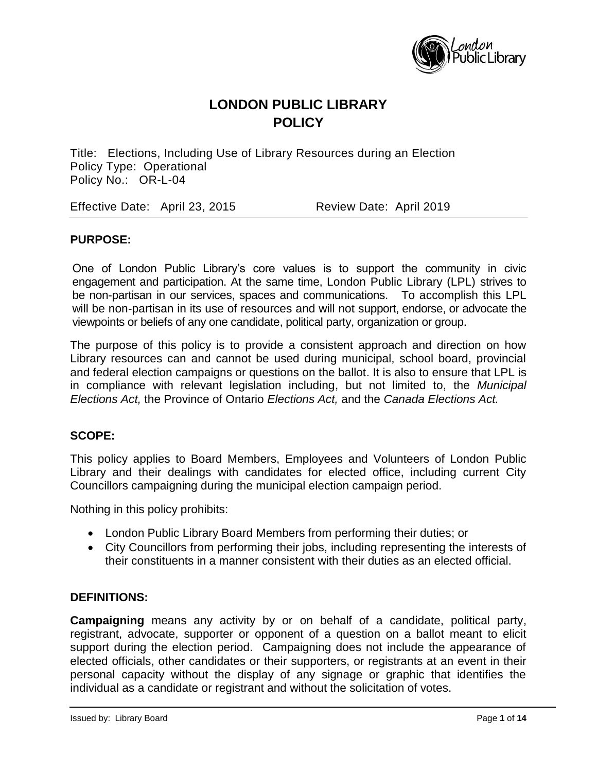# LONDON PUBLIC LIBRARY
# POLICY

Title: Elections, Including Use of Library Resources during an Election
Policy Type: Operational
Policy No.: OR-L-04

Effective Date: April 23, 2015 Review Date: April 2019

## PURPOSE:

One of London Public Library's core values is to support the community in civic engagement and participation. At the same time, London Public Library (LPL) strives to be non-partisan in our services, spaces and communications. To accomplish this LPL will be non-partisan in its use of resources and will not support, endorse, or advocate the viewpoints or beliefs of any one candidate, political party, organization or group.

The purpose of this policy is to provide a consistent approach and direction on how Library resources can and cannot be used during municipal, school board, provincial and federal election campaigns or questions on the ballot. It is also to ensure that LPL is in compliance with relevant legislation including, but not limited to, the *Municipal Elections Act,* the Province of Ontario *Elections Act,* and the *Canada Elections Act.*

## SCOPE:

This policy applies to Board Members, Employees and Volunteers of London Public Library and their dealings with candidates for elected office, including current City Councillors campaigning during the municipal election campaign period.

Nothing in this policy prohibits:

- London Public Library Board Members from performing their duties; or
- City Councillors from performing their jobs, including representing the interests of their constituents in a manner consistent with their duties as an elected official.

## DEFINITIONS:

**Campaigning** means any activity by or on behalf of a candidate, political party, registrant, advocate, supporter or opponent of a question on a ballot meant to elicit support during the election period. Campaigning does not include the appearance of elected officials, other candidates or their supporters, or registrants at an event in their personal capacity without the display of any signage or graphic that identifies the individual as a candidate or registrant and without the solicitation of votes.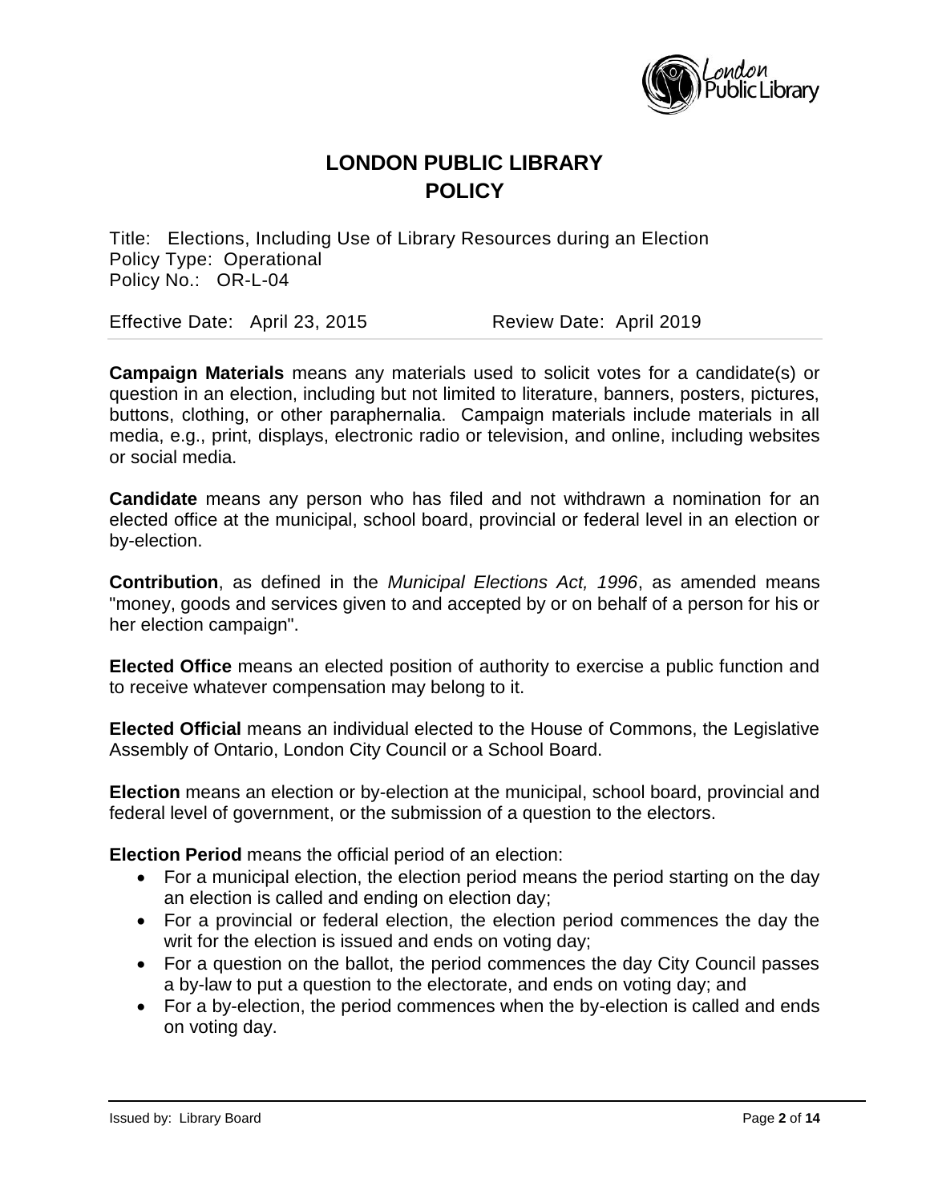# LONDON PUBLIC LIBRARY
# POLICY

Title: Elections, Including Use of Library Resources during an Election
Policy Type: Operational
Policy No.: OR-L-04

Effective Date: April 23, 2015 Review Date: April 2019

**Campaign Materials** means any materials used to solicit votes for a candidate(s) or question in an election, including but not limited to literature, banners, posters, pictures, buttons, clothing, or other paraphernalia. Campaign materials include materials in all media, e.g., print, displays, electronic radio or television, and online, including websites or social media.

**Candidate** means any person who has filed and not withdrawn a nomination for an elected office at the municipal, school board, provincial or federal level in an election or by-election.

**Contribution**, as defined in the *Municipal Elections Act, 1996*, as amended means "money, goods and services given to and accepted by or on behalf of a person for his or her election campaign".

**Elected Office** means an elected position of authority to exercise a public function and to receive whatever compensation may belong to it.

**Elected Official** means an individual elected to the House of Commons, the Legislative Assembly of Ontario, London City Council or a School Board.

**Election** means an election or by-election at the municipal, school board, provincial and federal level of government, or the submission of a question to the electors.

**Election Period** means the official period of an election:

- For a municipal election, the election period means the period starting on the day an election is called and ending on election day;
- For a provincial or federal election, the election period commences the day the writ for the election is issued and ends on voting day;
- For a question on the ballot, the period commences the day City Council passes a by-law to put a question to the electorate, and ends on voting day; and
- For a by-election, the period commences when the by-election is called and ends on voting day.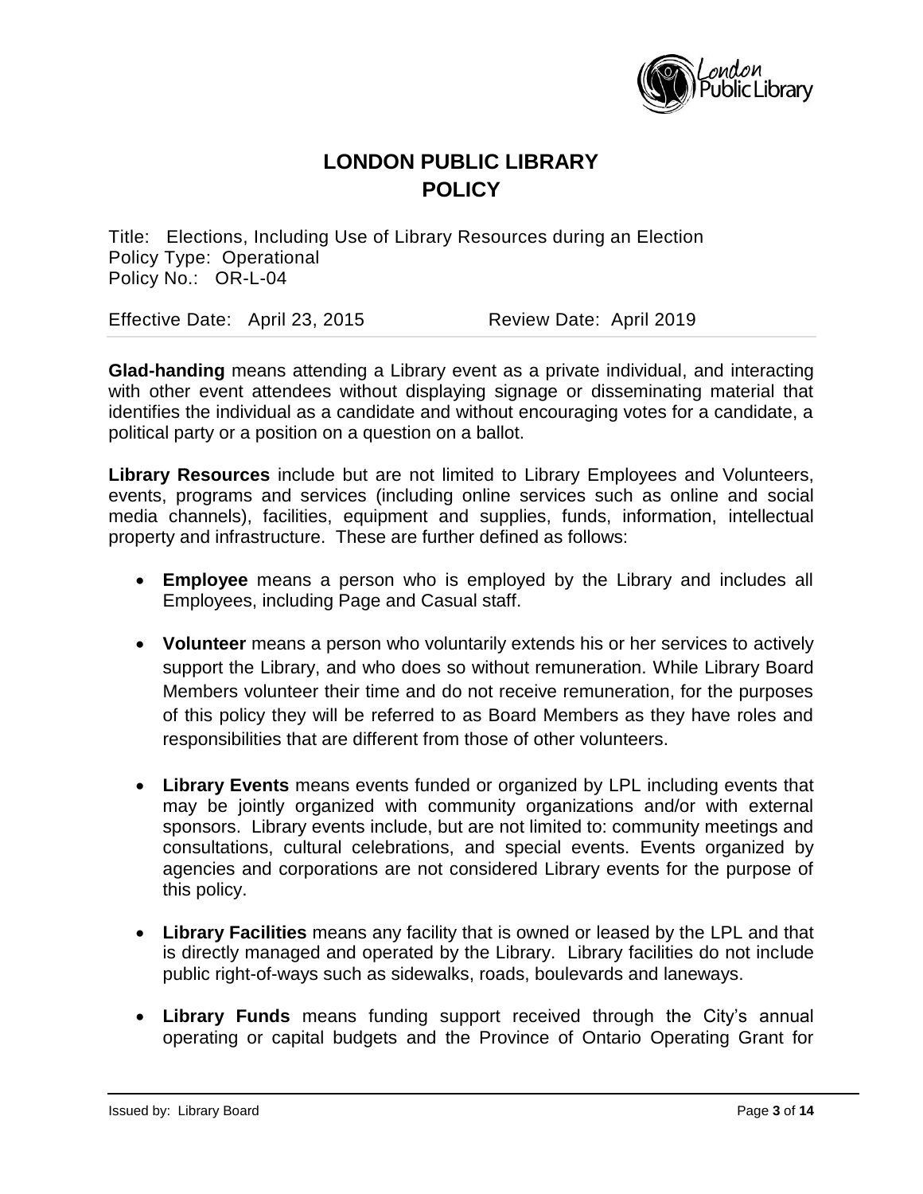# LONDON PUBLIC LIBRARY POLICY

Title: Elections, Including Use of Library Resources during an Election
Policy Type: Operational
Policy No.: OR-L-04

Effective Date: April 23, 2015 Review Date: April 2019

**Glad-handing** means attending a Library event as a private individual, and interacting with other event attendees without displaying signage or disseminating material that identifies the individual as a candidate and without encouraging votes for a candidate, a political party or a position on a question on a ballot.

**Library Resources** include but are not limited to Library Employees and Volunteers, events, programs and services (including online services such as online and social media channels), facilities, equipment and supplies, funds, information, intellectual property and infrastructure. These are further defined as follows:

- **Employee** means a person who is employed by the Library and includes all Employees, including Page and Casual staff.
- **Volunteer** means a person who voluntarily extends his or her services to actively support the Library, and who does so without remuneration. While Library Board Members volunteer their time and do not receive remuneration, for the purposes of this policy they will be referred to as Board Members as they have roles and responsibilities that are different from those of other volunteers.
- **Library Events** means events funded or organized by LPL including events that may be jointly organized with community organizations and/or with external sponsors. Library events include, but are not limited to: community meetings and consultations, cultural celebrations, and special events. Events organized by agencies and corporations are not considered Library events for the purpose of this policy.
- **Library Facilities** means any facility that is owned or leased by the LPL and that is directly managed and operated by the Library. Library facilities do not include public right-of-ways such as sidewalks, roads, boulevards and laneways.
- **Library Funds** means funding support received through the City's annual operating or capital budgets and the Province of Ontario Operating Grant for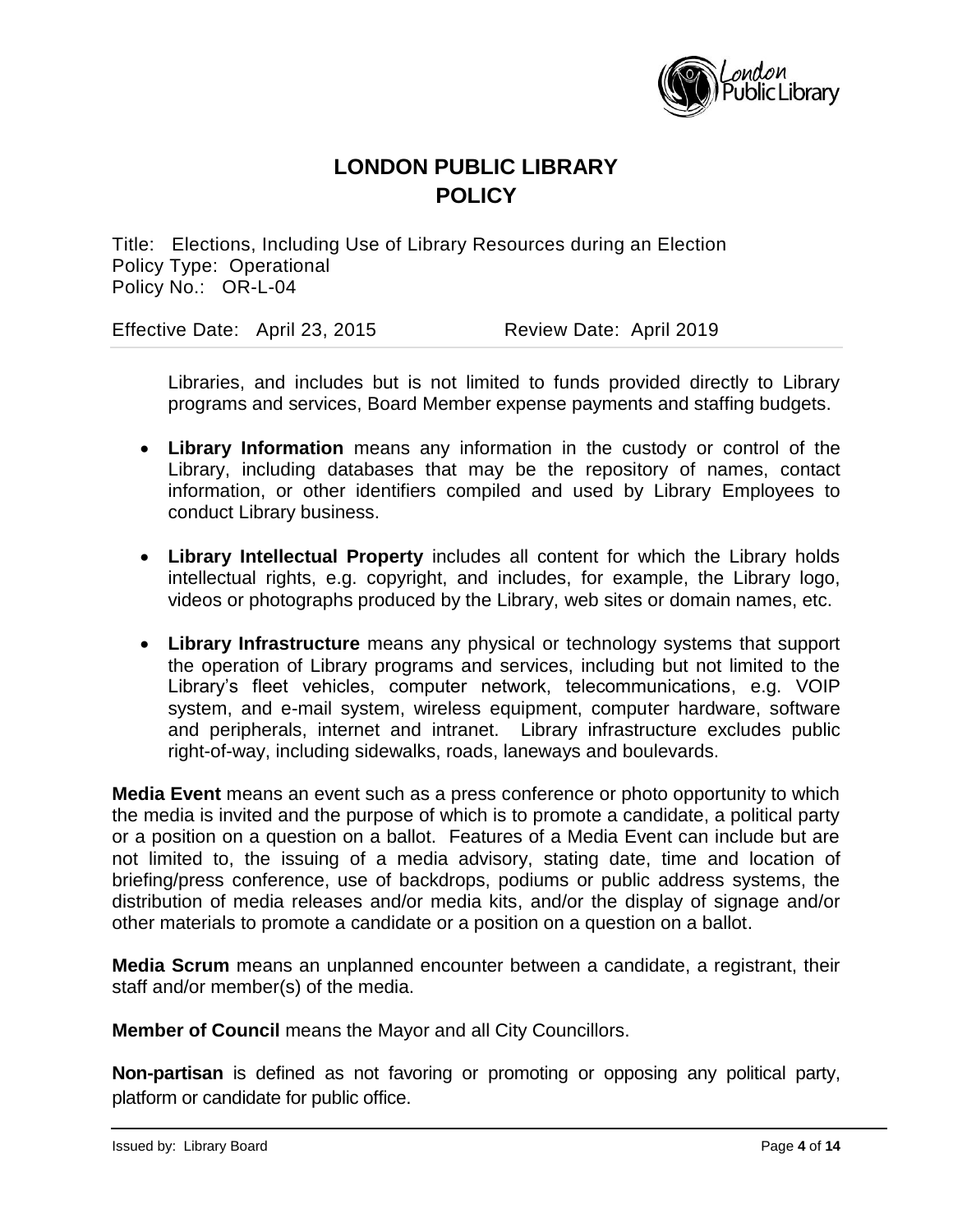Libraries, and includes but is not limited to funds provided directly to Library programs and services, Board Member expense payments and staffing budgets.

- **Library Information** means any information in the custody or control of the Library, including databases that may be the repository of names, contact information, or other identifiers compiled and used by Library Employees to conduct Library business.

- **Library Intellectual Property** includes all content for which the Library holds intellectual rights, e.g. copyright, and includes, for example, the Library logo, videos or photographs produced by the Library, web sites or domain names, etc.

- **Library Infrastructure** means any physical or technology systems that support the operation of Library programs and services, including but not limited to the Library's fleet vehicles, computer network, telecommunications, e.g. VOIP system, and e-mail system, wireless equipment, computer hardware, software and peripherals, internet and intranet. Library infrastructure excludes public right-of-way, including sidewalks, roads, laneways and boulevards.

**Media Event** means an event such as a press conference or photo opportunity to which the media is invited and the purpose of which is to promote a candidate, a political party or a position on a question on a ballot. Features of a Media Event can include but are not limited to, the issuing of a media advisory, stating date, time and location of briefing/press conference, use of backdrops, podiums or public address systems, the distribution of media releases and/or media kits, and/or the display of signage and/or other materials to promote a candidate or a position on a question on a ballot.

**Media Scrum** means an unplanned encounter between a candidate, a registrant, their staff and/or member(s) of the media.

**Member of Council** means the Mayor and all City Councillors.

**Non-partisan** is defined as not favoring or promoting or opposing any political party, platform or candidate for public office.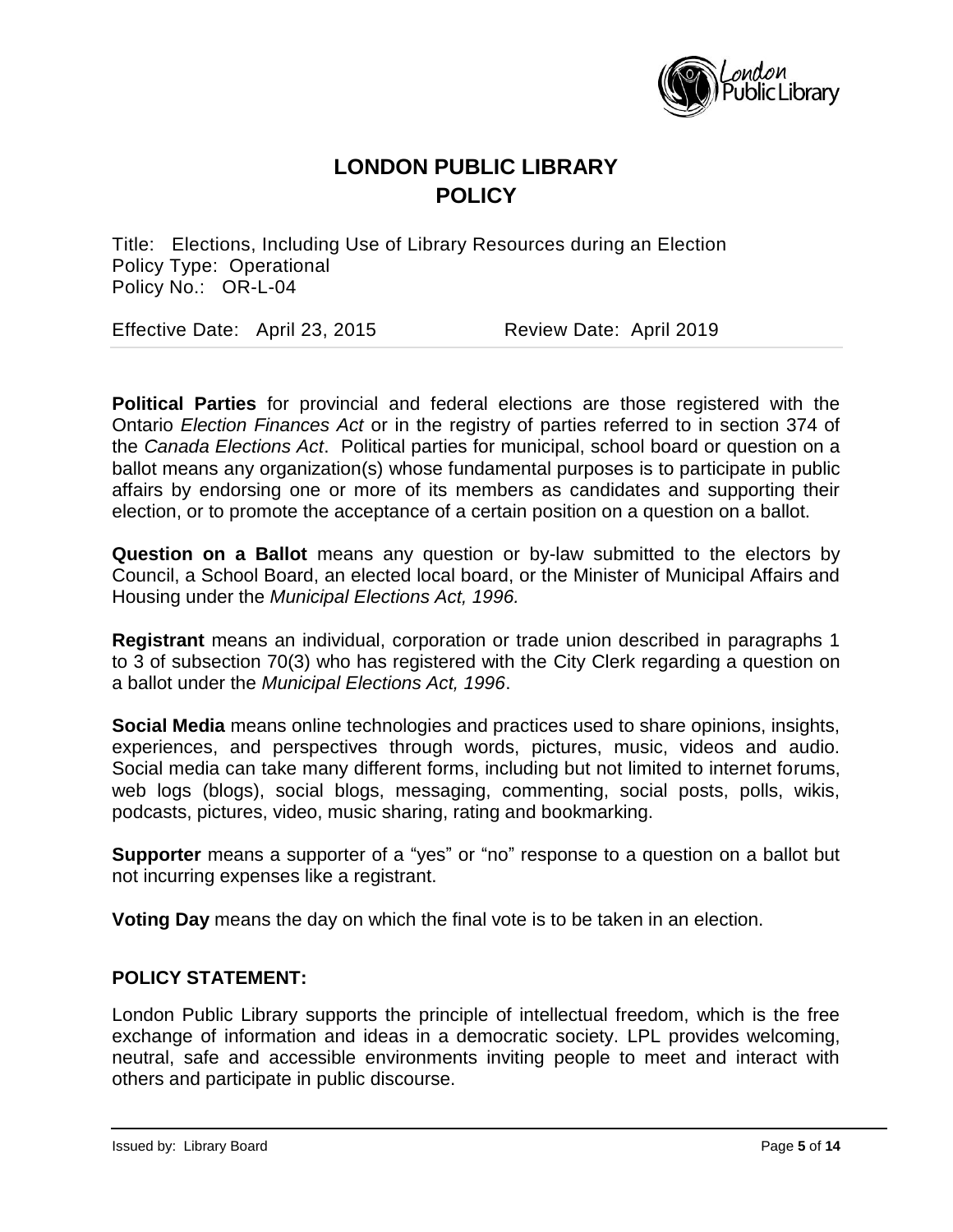# LONDON PUBLIC LIBRARY POLICY

Title: Elections, Including Use of Library Resources during an Election
Policy Type: Operational
Policy No.: OR-L-04

Effective Date: April 23, 2015 Review Date: April 2019

**Political Parties** for provincial and federal elections are those registered with the Ontario *Election Finances Act* or in the registry of parties referred to in section 374 of the *Canada Elections Act*. Political parties for municipal, school board or question on a ballot means any organization(s) whose fundamental purposes is to participate in public affairs by endorsing one or more of its members as candidates and supporting their election, or to promote the acceptance of a certain position on a question on a ballot.

**Question on a Ballot** means any question or by-law submitted to the electors by Council, a School Board, an elected local board, or the Minister of Municipal Affairs and Housing under the *Municipal Elections Act, 1996.*

**Registrant** means an individual, corporation or trade union described in paragraphs 1 to 3 of subsection 70(3) who has registered with the City Clerk regarding a question on a ballot under the *Municipal Elections Act, 1996*.

**Social Media** means online technologies and practices used to share opinions, insights, experiences, and perspectives through words, pictures, music, videos and audio. Social media can take many different forms, including but not limited to internet forums, web logs (blogs), social blogs, messaging, commenting, social posts, polls, wikis, podcasts, pictures, video, music sharing, rating and bookmarking.

**Supporter** means a supporter of a "yes" or "no" response to a question on a ballot but not incurring expenses like a registrant.

**Voting Day** means the day on which the final vote is to be taken in an election.

## POLICY STATEMENT:

London Public Library supports the principle of intellectual freedom, which is the free exchange of information and ideas in a democratic society. LPL provides welcoming, neutral, safe and accessible environments inviting people to meet and interact with others and participate in public discourse.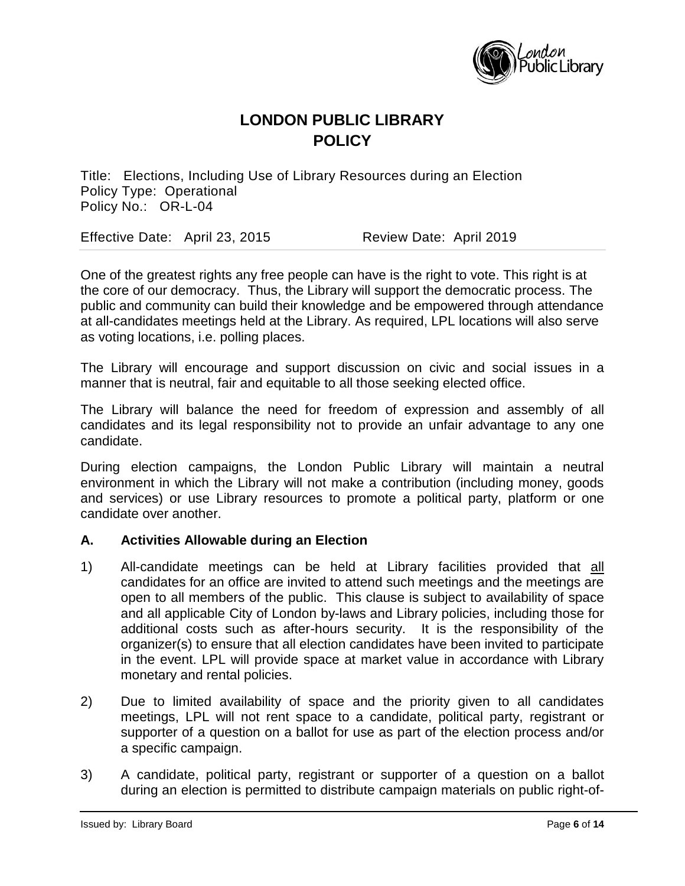# LONDON PUBLIC LIBRARY
# POLICY

Title: Elections, Including Use of Library Resources during an Election
Policy Type: Operational
Policy No.: OR-L-04

Effective Date: April 23, 2015 Review Date: April 2019

One of the greatest rights any free people can have is the right to vote. This right is at the core of our democracy. Thus, the Library will support the democratic process. The public and community can build their knowledge and be empowered through attendance at all-candidates meetings held at the Library. As required, LPL locations will also serve as voting locations, i.e. polling places.

The Library will encourage and support discussion on civic and social issues in a manner that is neutral, fair and equitable to all those seeking elected office.

The Library will balance the need for freedom of expression and assembly of all candidates and its legal responsibility not to provide an unfair advantage to any one candidate.

During election campaigns, the London Public Library will maintain a neutral environment in which the Library will not make a contribution (including money, goods and services) or use Library resources to promote a political party, platform or one candidate over another.

**A. Activities Allowable during an Election**

1) All-candidate meetings can be held at Library facilities provided that all candidates for an office are invited to attend such meetings and the meetings are open to all members of the public. This clause is subject to availability of space and all applicable City of London by-laws and Library policies, including those for additional costs such as after-hours security. It is the responsibility of the organizer(s) to ensure that all election candidates have been invited to participate in the event. LPL will provide space at market value in accordance with Library monetary and rental policies.

2) Due to limited availability of space and the priority given to all candidates meetings, LPL will not rent space to a candidate, political party, registrant or supporter of a question on a ballot for use as part of the election process and/or a specific campaign.

3) A candidate, political party, registrant or supporter of a question on a ballot during an election is permitted to distribute campaign materials on public right-of-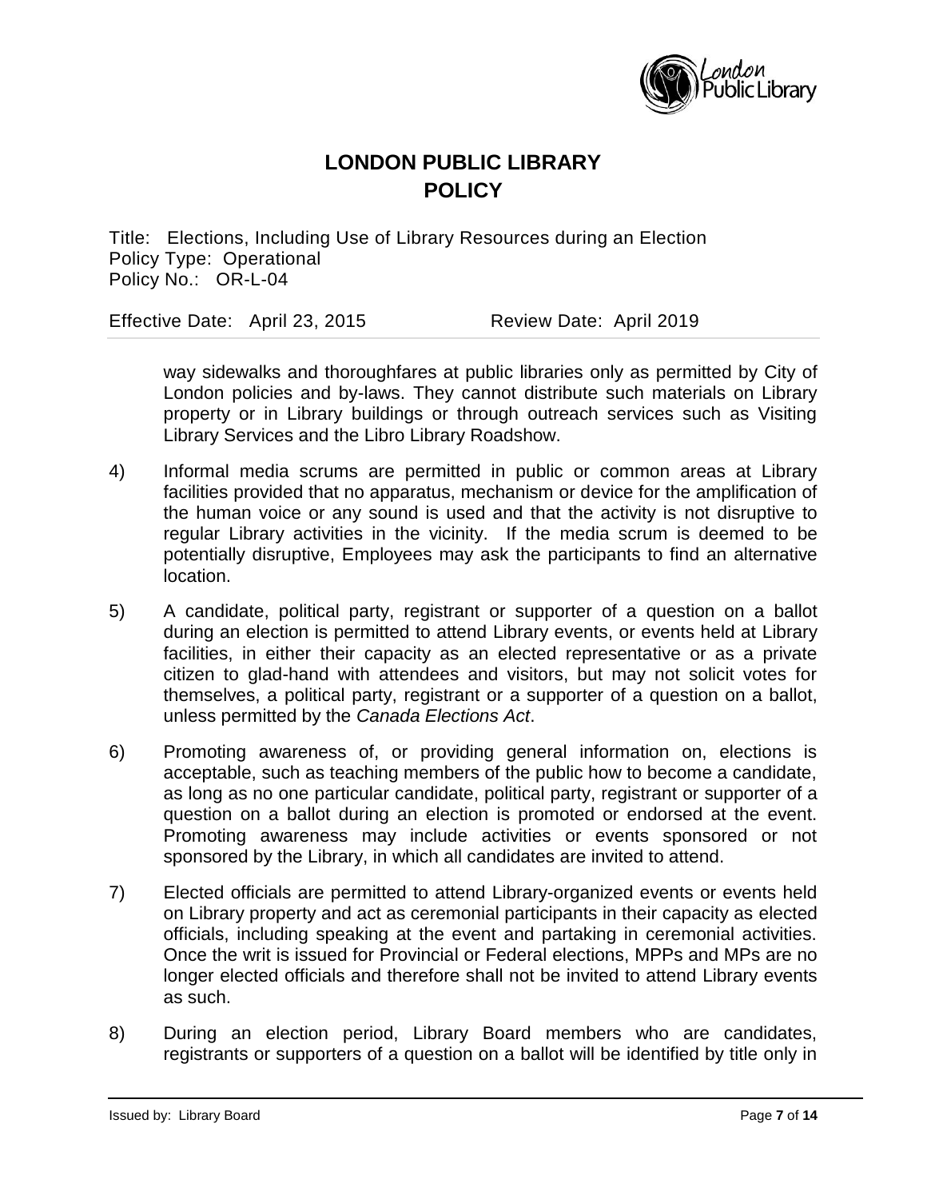way sidewalks and thoroughfares at public libraries only as permitted by City of London policies and by-laws. They cannot distribute such materials on Library property or in Library buildings or through outreach services such as Visiting Library Services and the Libro Library Roadshow.

4) Informal media scrums are permitted in public or common areas at Library facilities provided that no apparatus, mechanism or device for the amplification of the human voice or any sound is used and that the activity is not disruptive to regular Library activities in the vicinity. If the media scrum is deemed to be potentially disruptive, Employees may ask the participants to find an alternative location.

5) A candidate, political party, registrant or supporter of a question on a ballot during an election is permitted to attend Library events, or events held at Library facilities, in either their capacity as an elected representative or as a private citizen to glad-hand with attendees and visitors, but may not solicit votes for themselves, a political party, registrant or a supporter of a question on a ballot, unless permitted by the *Canada Elections Act*.

6) Promoting awareness of, or providing general information on, elections is acceptable, such as teaching members of the public how to become a candidate, as long as no one particular candidate, political party, registrant or supporter of a question on a ballot during an election is promoted or endorsed at the event. Promoting awareness may include activities or events sponsored or not sponsored by the Library, in which all candidates are invited to attend.

7) Elected officials are permitted to attend Library-organized events or events held on Library property and act as ceremonial participants in their capacity as elected officials, including speaking at the event and partaking in ceremonial activities. Once the writ is issued for Provincial or Federal elections, MPPs and MPs are no longer elected officials and therefore shall not be invited to attend Library events as such.

8) During an election period, Library Board members who are candidates, registrants or supporters of a question on a ballot will be identified by title only in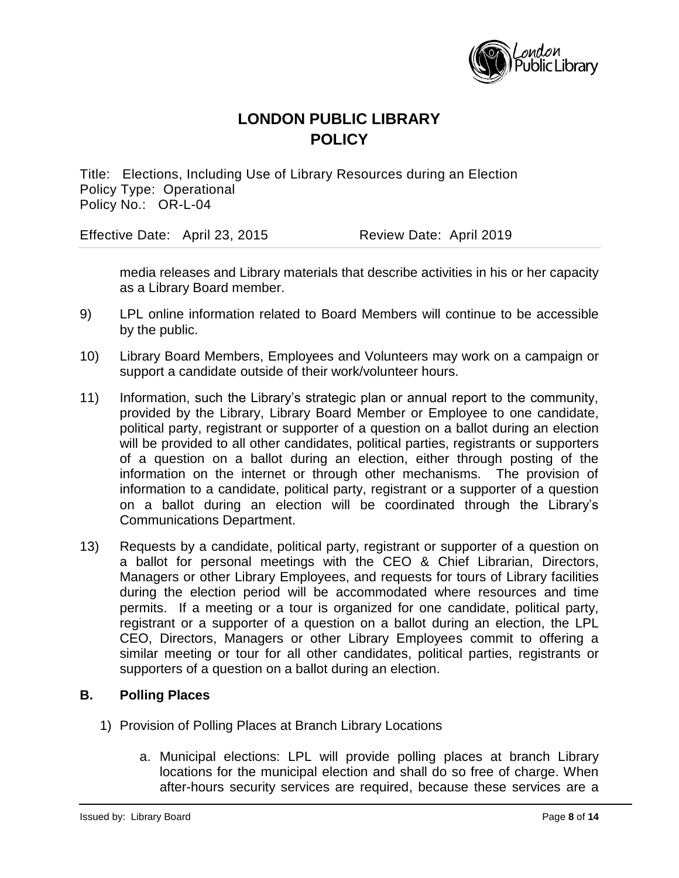media releases and Library materials that describe activities in his or her capacity as a Library Board member.

9) LPL online information related to Board Members will continue to be accessible by the public.

10) Library Board Members, Employees and Volunteers may work on a campaign or support a candidate outside of their work/volunteer hours.

11) Information, such the Library's strategic plan or annual report to the community, provided by the Library, Library Board Member or Employee to one candidate, political party, registrant or supporter of a question on a ballot during an election will be provided to all other candidates, political parties, registrants or supporters of a question on a ballot during an election, either through posting of the information on the internet or through other mechanisms. The provision of information to a candidate, political party, registrant or a supporter of a question on a ballot during an election will be coordinated through the Library's Communications Department.

13) Requests by a candidate, political party, registrant or supporter of a question on a ballot for personal meetings with the CEO & Chief Librarian, Directors, Managers or other Library Employees, and requests for tours of Library facilities during the election period will be accommodated where resources and time permits. If a meeting or a tour is organized for one candidate, political party, registrant or a supporter of a question on a ballot during an election, the LPL CEO, Directors, Managers or other Library Employees commit to offering a similar meeting or tour for all other candidates, political parties, registrants or supporters of a question on a ballot during an election.

## B. Polling Places

1) Provision of Polling Places at Branch Library Locations

   a. Municipal elections: LPL will provide polling places at branch Library locations for the municipal election and shall do so free of charge. When after-hours security services are required, because these services are a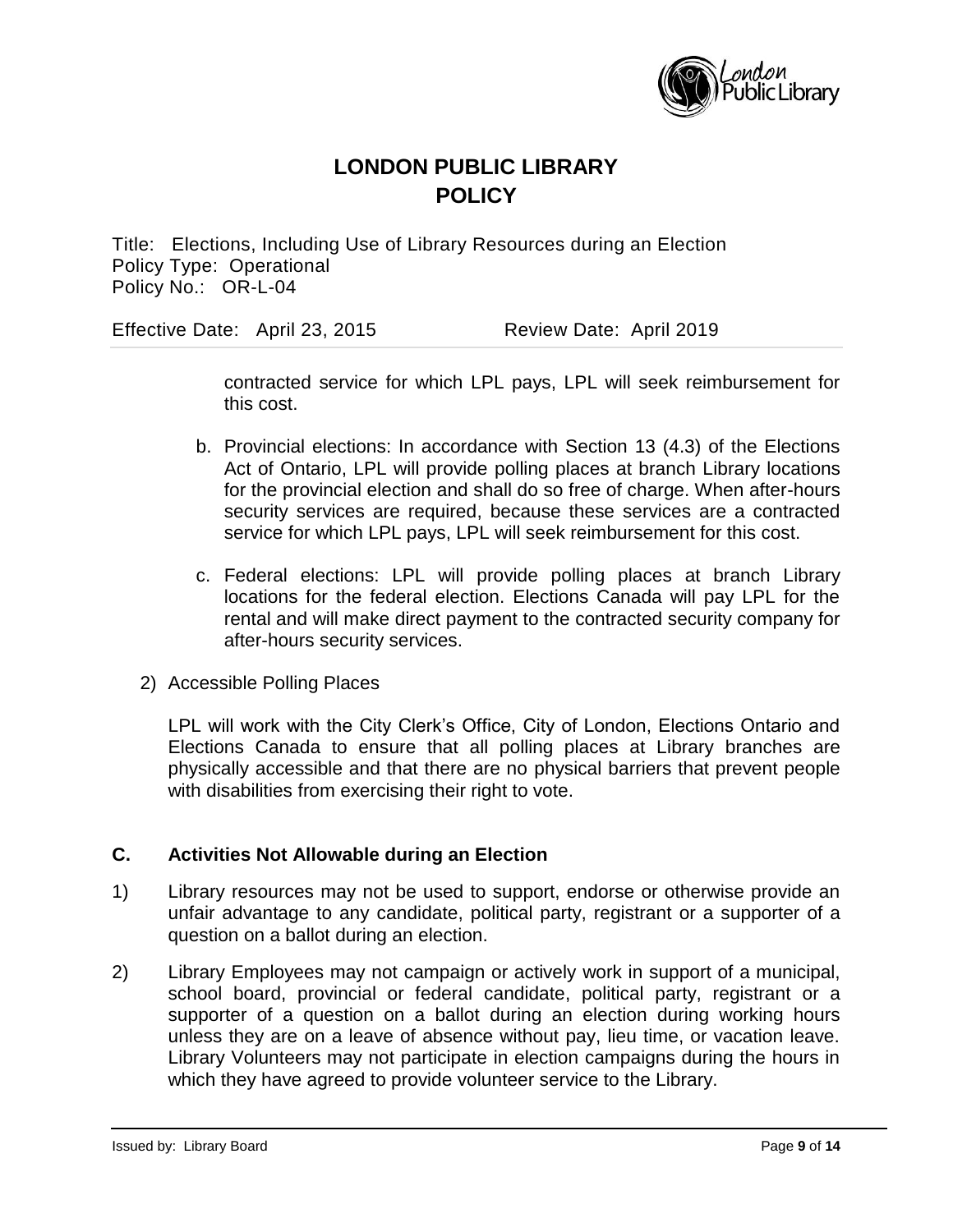contracted service for which LPL pays, LPL will seek reimbursement for this cost.

b. Provincial elections: In accordance with Section 13 (4.3) of the Elections Act of Ontario, LPL will provide polling places at branch Library locations for the provincial election and shall do so free of charge. When after-hours security services are required, because these services are a contracted service for which LPL pays, LPL will seek reimbursement for this cost.

c. Federal elections: LPL will provide polling places at branch Library locations for the federal election. Elections Canada will pay LPL for the rental and will make direct payment to the contracted security company for after-hours security services.

2) Accessible Polling Places

LPL will work with the City Clerk's Office, City of London, Elections Ontario and Elections Canada to ensure that all polling places at Library branches are physically accessible and that there are no physical barriers that prevent people with disabilities from exercising their right to vote.

## C. Activities Not Allowable during an Election

1) Library resources may not be used to support, endorse or otherwise provide an unfair advantage to any candidate, political party, registrant or a supporter of a question on a ballot during an election.

2) Library Employees may not campaign or actively work in support of a municipal, school board, provincial or federal candidate, political party, registrant or a supporter of a question on a ballot during an election during working hours unless they are on a leave of absence without pay, lieu time, or vacation leave. Library Volunteers may not participate in election campaigns during the hours in which they have agreed to provide volunteer service to the Library.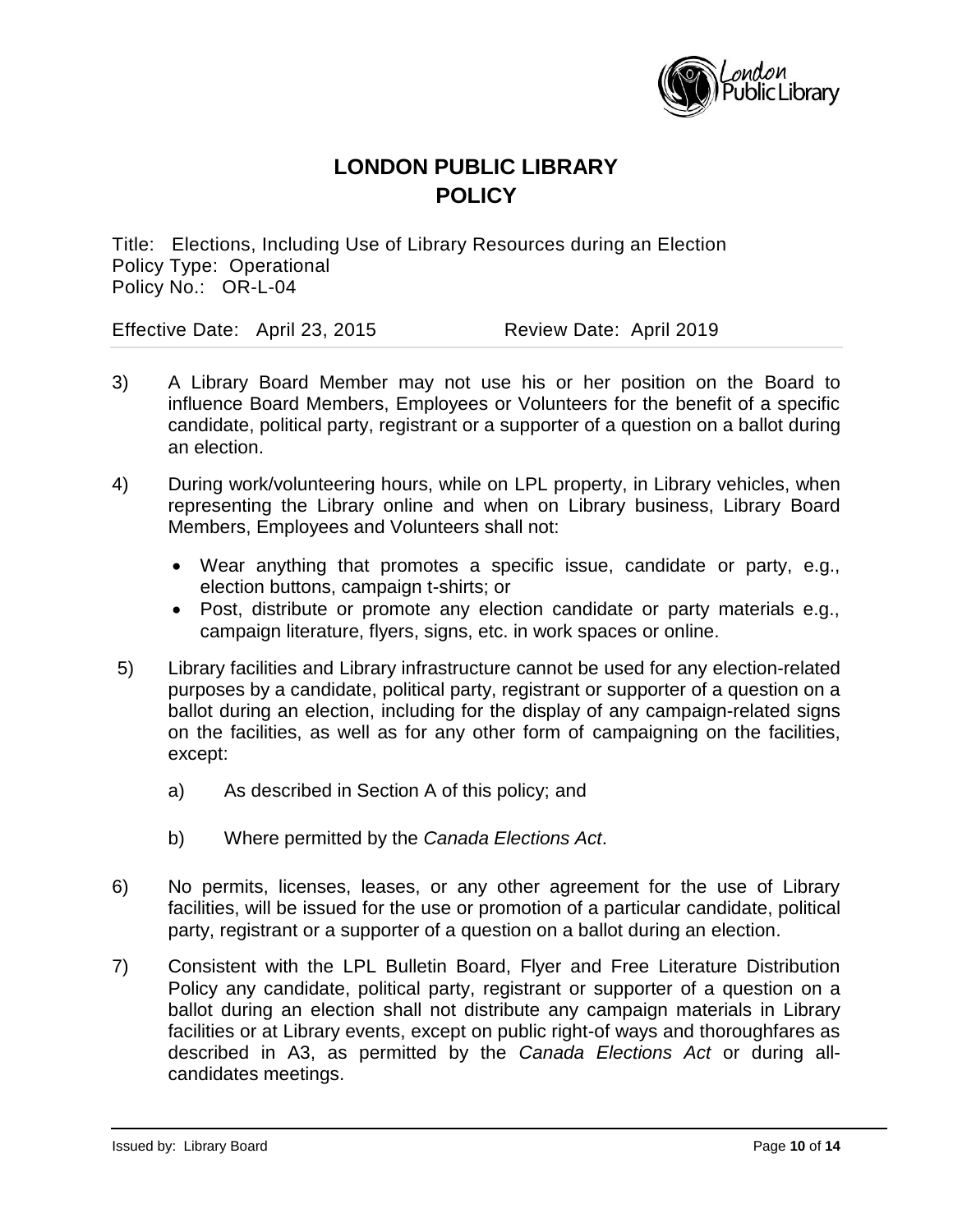# LONDON PUBLIC LIBRARY
# POLICY

Title: Elections, Including Use of Library Resources during an Election
Policy Type: Operational
Policy No.: OR-L-04

Effective Date: April 23, 2015 Review Date: April 2019

3) A Library Board Member may not use his or her position on the Board to influence Board Members, Employees or Volunteers for the benefit of a specific candidate, political party, registrant or a supporter of a question on a ballot during an election.

4) During work/volunteering hours, while on LPL property, in Library vehicles, when representing the Library online and when on Library business, Library Board Members, Employees and Volunteers shall not:

   - Wear anything that promotes a specific issue, candidate or party, e.g., election buttons, campaign t-shirts; or
   - Post, distribute or promote any election candidate or party materials e.g., campaign literature, flyers, signs, etc. in work spaces or online.

5) Library facilities and Library infrastructure cannot be used for any election-related purposes by a candidate, political party, registrant or supporter of a question on a ballot during an election, including for the display of any campaign-related signs on the facilities, as well as for any other form of campaigning on the facilities, except:

   a) As described in Section A of this policy; and

   b) Where permitted by the *Canada Elections Act*.

6) No permits, licenses, leases, or any other agreement for the use of Library facilities, will be issued for the use or promotion of a particular candidate, political party, registrant or a supporter of a question on a ballot during an election.

7) Consistent with the LPL Bulletin Board, Flyer and Free Literature Distribution Policy any candidate, political party, registrant or supporter of a question on a ballot during an election shall not distribute any campaign materials in Library facilities or at Library events, except on public right-of ways and thoroughfares as described in A3, as permitted by the *Canada Elections Act* or during all-candidates meetings.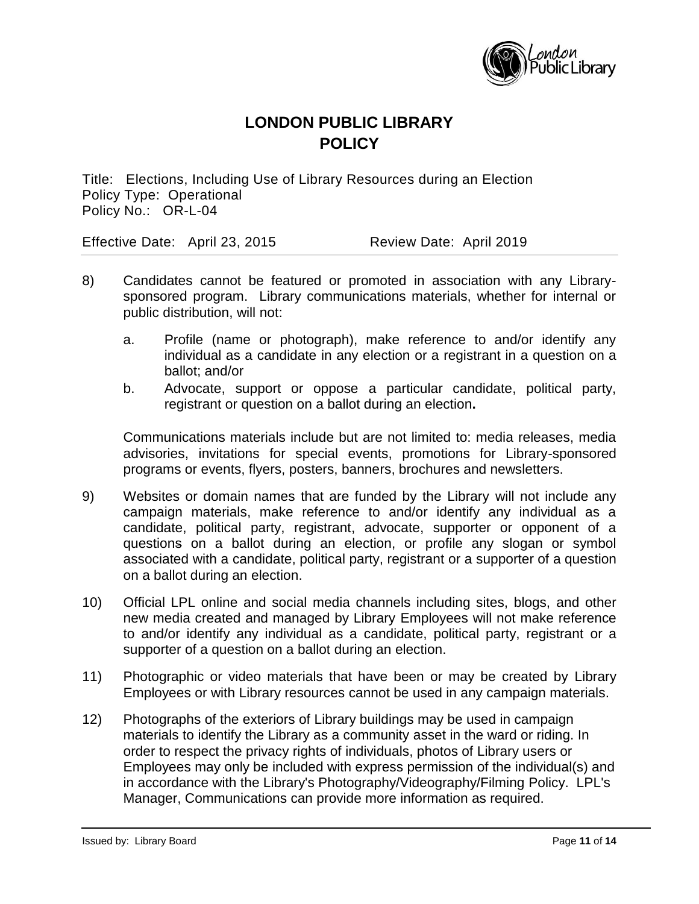# LONDON PUBLIC LIBRARY
# POLICY

Title: Elections, Including Use of Library Resources during an Election
Policy Type: Operational
Policy No.: OR-L-04

Effective Date: April 23, 2015 Review Date: April 2019

8) Candidates cannot be featured or promoted in association with any Library-sponsored program. Library communications materials, whether for internal or public distribution, will not:

   a. Profile (name or photograph), make reference to and/or identify any individual as a candidate in any election or a registrant in a question on a ballot; and/or

   b. Advocate, support or oppose a particular candidate, political party, registrant or question on a ballot during an election**.**

   Communications materials include but are not limited to: media releases, media advisories, invitations for special events, promotions for Library-sponsored programs or events, flyers, posters, banners, brochures and newsletters.

9) Websites or domain names that are funded by the Library will not include any campaign materials, make reference to and/or identify any individual as a candidate, political party, registrant, advocate, supporter or opponent of a questions on a ballot during an election, or profile any slogan or symbol associated with a candidate, political party, registrant or a supporter of a question on a ballot during an election.

10) Official LPL online and social media channels including sites, blogs, and other new media created and managed by Library Employees will not make reference to and/or identify any individual as a candidate, political party, registrant or a supporter of a question on a ballot during an election.

11) Photographic or video materials that have been or may be created by Library Employees or with Library resources cannot be used in any campaign materials.

12) Photographs of the exteriors of Library buildings may be used in campaign materials to identify the Library as a community asset in the ward or riding. In order to respect the privacy rights of individuals, photos of Library users or Employees may only be included with express permission of the individual(s) and in accordance with the Library's Photography/Videography/Filming Policy. LPL's Manager, Communications can provide more information as required.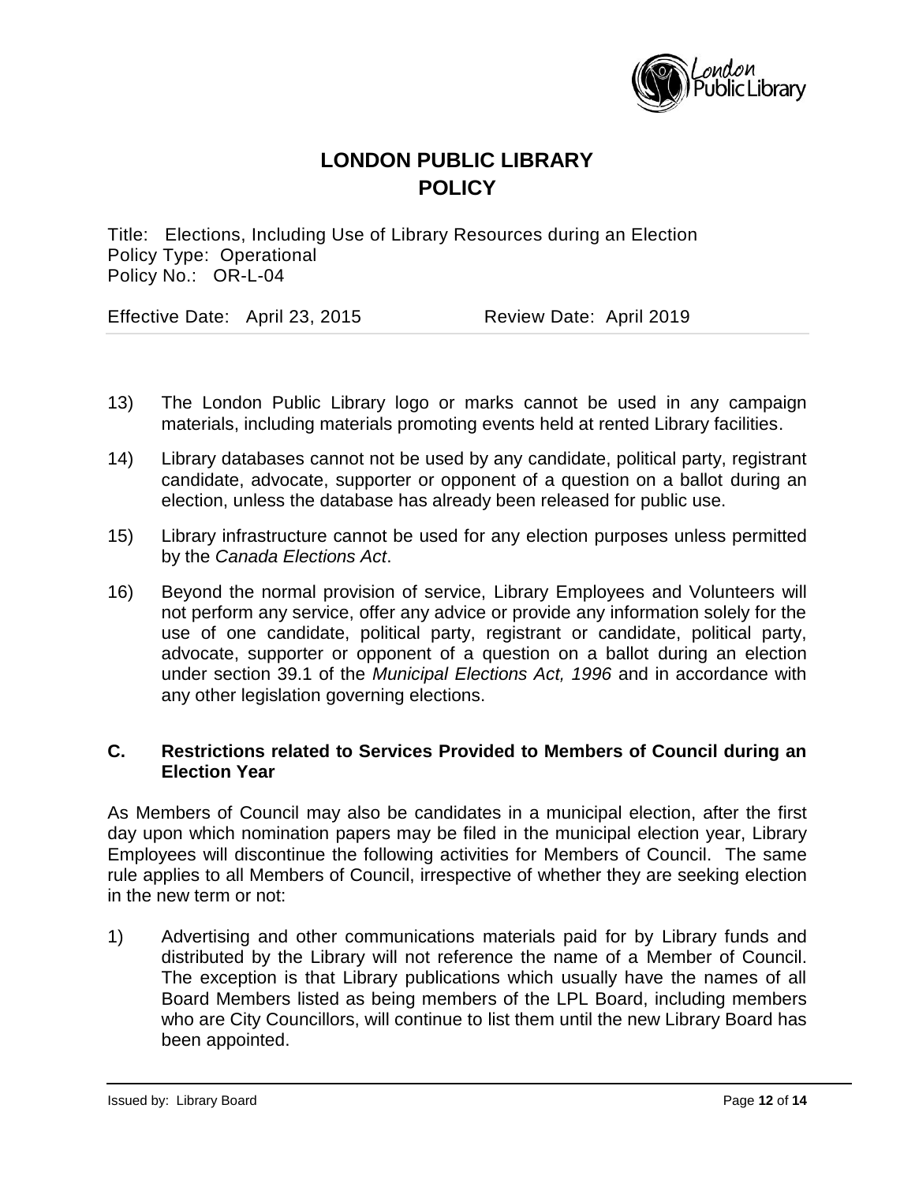# LONDON PUBLIC LIBRARY POLICY

Title: Elections, Including Use of Library Resources during an Election
Policy Type: Operational
Policy No.: OR-L-04

Effective Date: April 23, 2015 Review Date: April 2019

13) The London Public Library logo or marks cannot be used in any campaign materials, including materials promoting events held at rented Library facilities.

14) Library databases cannot not be used by any candidate, political party, registrant candidate, advocate, supporter or opponent of a question on a ballot during an election, unless the database has already been released for public use.

15) Library infrastructure cannot be used for any election purposes unless permitted by the *Canada Elections Act*.

16) Beyond the normal provision of service, Library Employees and Volunteers will not perform any service, offer any advice or provide any information solely for the use of one candidate, political party, registrant or candidate, political party, advocate, supporter or opponent of a question on a ballot during an election under section 39.1 of the *Municipal Elections Act, 1996* and in accordance with any other legislation governing elections.

## C. Restrictions related to Services Provided to Members of Council during an Election Year

As Members of Council may also be candidates in a municipal election, after the first day upon which nomination papers may be filed in the municipal election year, Library Employees will discontinue the following activities for Members of Council. The same rule applies to all Members of Council, irrespective of whether they are seeking election in the new term or not:

1) Advertising and other communications materials paid for by Library funds and distributed by the Library will not reference the name of a Member of Council. The exception is that Library publications which usually have the names of all Board Members listed as being members of the LPL Board, including members who are City Councillors, will continue to list them until the new Library Board has been appointed.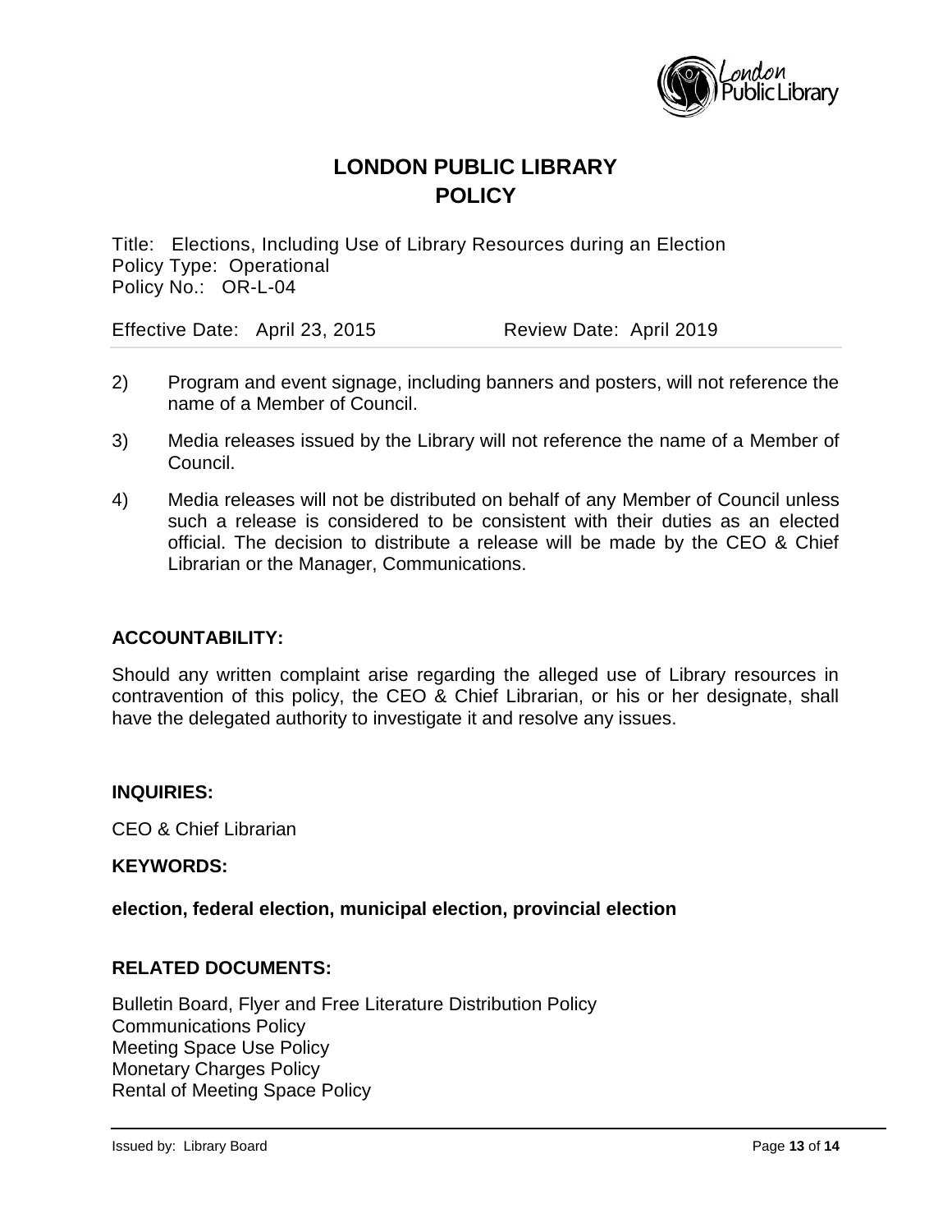# LONDON PUBLIC LIBRARY
# POLICY

Title: Elections, Including Use of Library Resources during an Election
Policy Type: Operational
Policy No.: OR-L-04

Effective Date: April 23, 2015 Review Date: April 2019

2) Program and event signage, including banners and posters, will not reference the name of a Member of Council.

3) Media releases issued by the Library will not reference the name of a Member of Council.

4) Media releases will not be distributed on behalf of any Member of Council unless such a release is considered to be consistent with their duties as an elected official. The decision to distribute a release will be made by the CEO & Chief Librarian or the Manager, Communications.

## ACCOUNTABILITY:

Should any written complaint arise regarding the alleged use of Library resources in contravention of this policy, the CEO & Chief Librarian, or his or her designate, shall have the delegated authority to investigate it and resolve any issues.

## INQUIRIES:

CEO & Chief Librarian

## KEYWORDS:

**election, federal election, municipal election, provincial election**

## RELATED DOCUMENTS:

Bulletin Board, Flyer and Free Literature Distribution Policy
Communications Policy
Meeting Space Use Policy
Monetary Charges Policy
Rental of Meeting Space Policy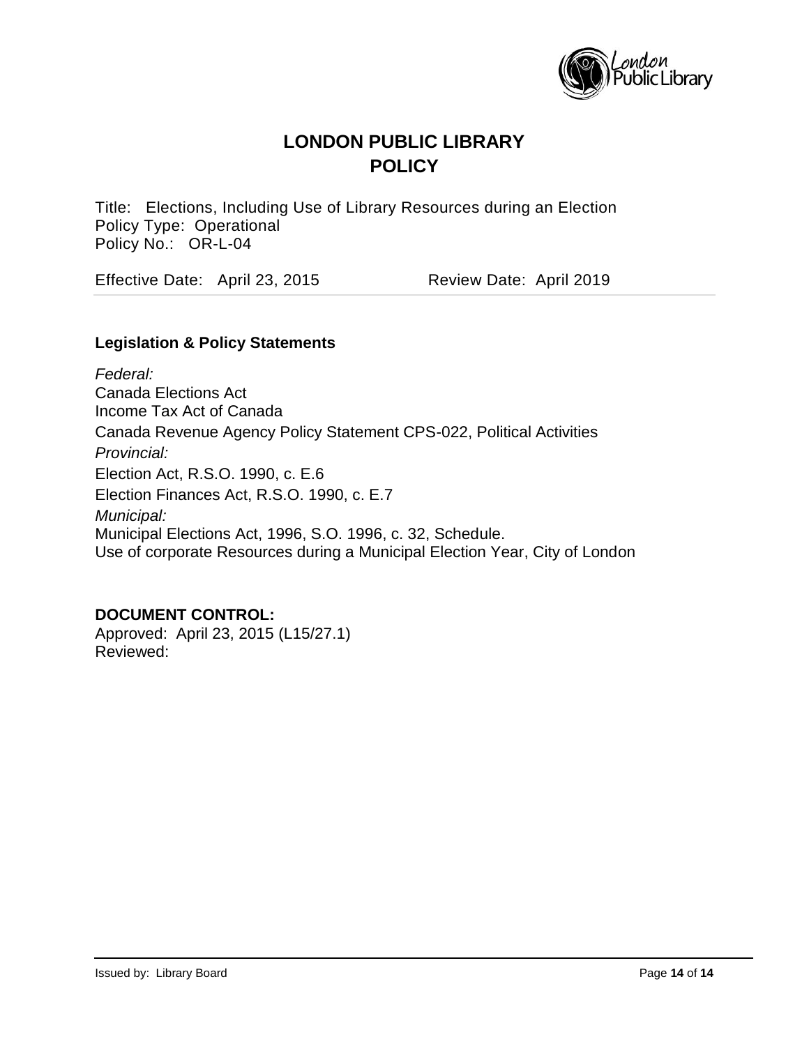# LONDON PUBLIC LIBRARY
# POLICY

Title: Elections, Including Use of Library Resources during an Election
Policy Type: Operational
Policy No.: OR-L-04

Effective Date: April 23, 2015 Review Date: April 2019

### Legislation & Policy Statements

*Federal:*
Canada Elections Act
Income Tax Act of Canada
Canada Revenue Agency Policy Statement CPS-022, Political Activities
*Provincial:*
Election Act, R.S.O. 1990, c. E.6
Election Finances Act, R.S.O. 1990, c. E.7
*Municipal:*
Municipal Elections Act, 1996, S.O. 1996, c. 32, Schedule.
Use of corporate Resources during a Municipal Election Year, City of London

### DOCUMENT CONTROL:

Approved: April 23, 2015 (L15/27.1)
Reviewed: